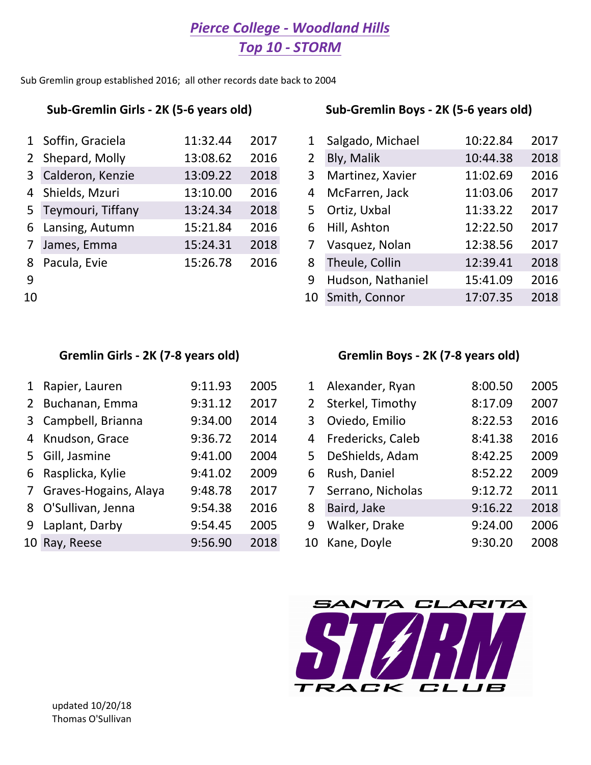# *Pierce College - Woodland Hills*
# *Top 10 - STORM*

Sub Gremlin group established 2016; all other records date back to 2004

### Sub-Gremlin Girls - 2K (5-6 years old)

| # | Name | Time | Year |
|---|---|---|---|
| 1 | Soffin, Graciela | 11:32.44 | 2017 |
| 2 | Shepard, Molly | 13:08.62 | 2016 |
| 3 | Calderon, Kenzie | 13:09.22 | 2018 |
| 4 | Shields, Mzuri | 13:10.00 | 2016 |
| 5 | Teymouri, Tiffany | 13:24.34 | 2018 |
| 6 | Lansing, Autumn | 15:21.84 | 2016 |
| 7 | James, Emma | 15:24.31 | 2018 |
| 8 | Pacula, Evie | 15:26.78 | 2016 |
| 9 | | | |
| 10 | | | |

### Sub-Gremlin Boys - 2K (5-6 years old)

| # | Name | Time | Year |
|---|---|---|---|
| 1 | Salgado, Michael | 10:22.84 | 2017 |
| 2 | Bly, Malik | 10:44.38 | 2018 |
| 3 | Martinez, Xavier | 11:02.69 | 2016 |
| 4 | McFarren, Jack | 11:03.06 | 2017 |
| 5 | Ortiz, Uxbal | 11:33.22 | 2017 |
| 6 | Hill, Ashton | 12:22.50 | 2017 |
| 7 | Vasquez, Nolan | 12:38.56 | 2017 |
| 8 | Theule, Collin | 12:39.41 | 2018 |
| 9 | Hudson, Nathaniel | 15:41.09 | 2016 |
| 10 | Smith, Connor | 17:07.35 | 2018 |

### Gremlin Girls - 2K (7-8 years old)

| # | Name | Time | Year |
|---|---|---|---|
| 1 | Rapier, Lauren | 9:11.93 | 2005 |
| 2 | Buchanan, Emma | 9:31.12 | 2017 |
| 3 | Campbell, Brianna | 9:34.00 | 2014 |
| 4 | Knudson, Grace | 9:36.72 | 2014 |
| 5 | Gill, Jasmine | 9:41.00 | 2004 |
| 6 | Rasplicka, Kylie | 9:41.02 | 2009 |
| 7 | Graves-Hogains, Alaya | 9:48.78 | 2017 |
| 8 | O'Sullivan, Jenna | 9:54.38 | 2016 |
| 9 | Laplant, Darby | 9:54.45 | 2005 |
| 10 | Ray, Reese | 9:56.90 | 2018 |

### Gremlin Boys - 2K (7-8 years old)

| # | Name | Time | Year |
|---|---|---|---|
| 1 | Alexander, Ryan | 8:00.50 | 2005 |
| 2 | Sterkel, Timothy | 8:17.09 | 2007 |
| 3 | Oviedo, Emilio | 8:22.53 | 2016 |
| 4 | Fredericks, Caleb | 8:41.38 | 2016 |
| 5 | DeShields, Adam | 8:42.25 | 2009 |
| 6 | Rush, Daniel | 8:52.22 | 2009 |
| 7 | Serrano, Nicholas | 9:12.72 | 2011 |
| 8 | Baird, Jake | 9:16.22 | 2018 |
| 9 | Walker, Drake | 9:24.00 | 2006 |
| 10 | Kane, Doyle | 9:30.20 | 2008 |

SANTA CLARITA STORM TRACK CLUB

updated 10/20/18
Thomas O'Sullivan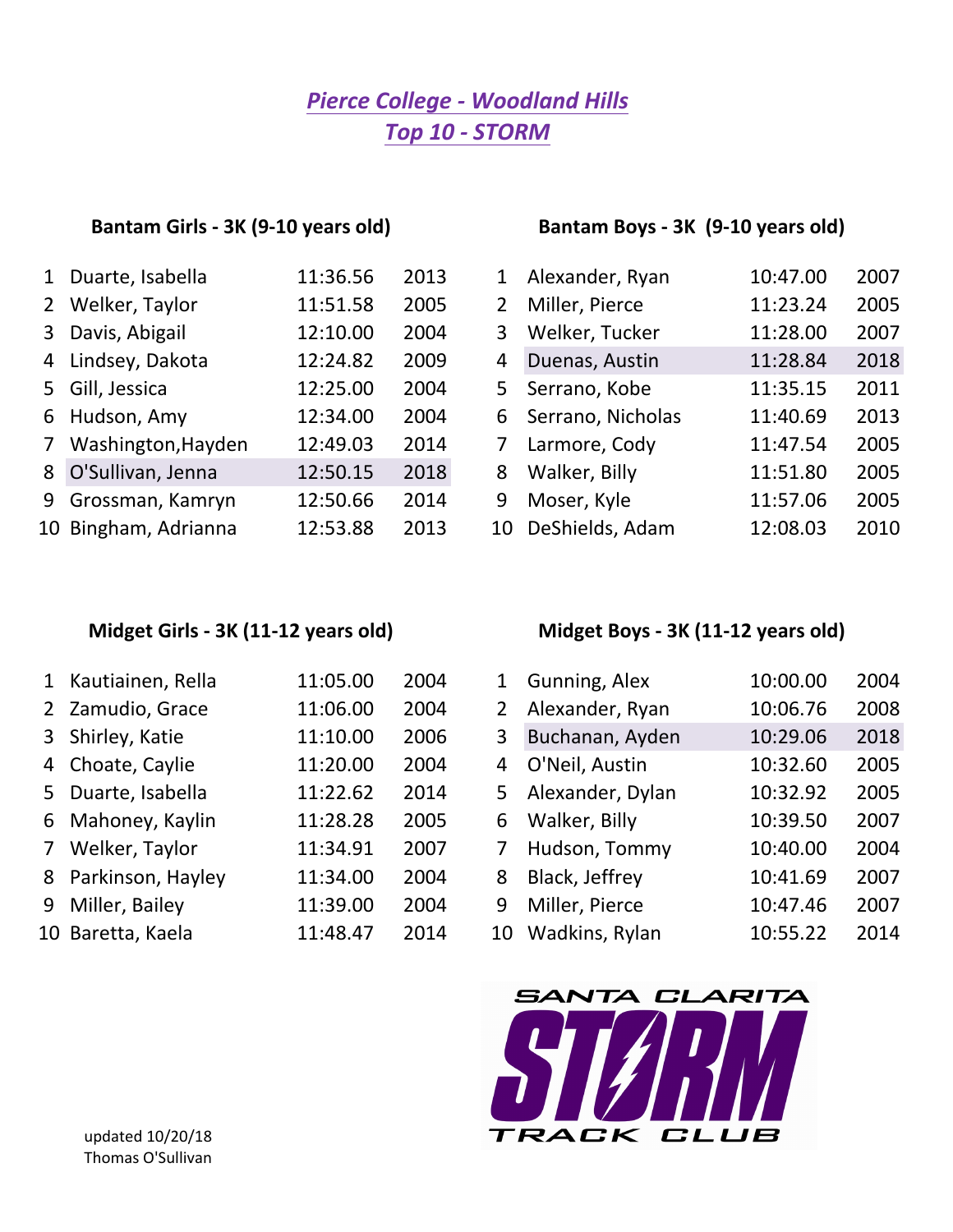# *Pierce College - Woodland Hills*
## *Top 10 - STORM*

### Bantam Girls - 3K (9-10 years old)

| | Name | Time | Year |
|---|---|---|---|
| 1 | Duarte, Isabella | 11:36.56 | 2013 |
| 2 | Welker, Taylor | 11:51.58 | 2005 |
| 3 | Davis, Abigail | 12:10.00 | 2004 |
| 4 | Lindsey, Dakota | 12:24.82 | 2009 |
| 5 | Gill, Jessica | 12:25.00 | 2004 |
| 6 | Hudson, Amy | 12:34.00 | 2004 |
| 7 | Washington,Hayden | 12:49.03 | 2014 |
| 8 | O'Sullivan, Jenna | 12:50.15 | 2018 |
| 9 | Grossman, Kamryn | 12:50.66 | 2014 |
| 10 | Bingham, Adrianna | 12:53.88 | 2013 |

### Bantam Boys - 3K (9-10 years old)

| | Name | Time | Year |
|---|---|---|---|
| 1 | Alexander, Ryan | 10:47.00 | 2007 |
| 2 | Miller, Pierce | 11:23.24 | 2005 |
| 3 | Welker, Tucker | 11:28.00 | 2007 |
| 4 | Duenas, Austin | 11:28.84 | 2018 |
| 5 | Serrano, Kobe | 11:35.15 | 2011 |
| 6 | Serrano, Nicholas | 11:40.69 | 2013 |
| 7 | Larmore, Cody | 11:47.54 | 2005 |
| 8 | Walker, Billy | 11:51.80 | 2005 |
| 9 | Moser, Kyle | 11:57.06 | 2005 |
| 10 | DeShields, Adam | 12:08.03 | 2010 |

### Midget Girls - 3K (11-12 years old)

| | Name | Time | Year |
|---|---|---|---|
| 1 | Kautiainen, Rella | 11:05.00 | 2004 |
| 2 | Zamudio, Grace | 11:06.00 | 2004 |
| 3 | Shirley, Katie | 11:10.00 | 2006 |
| 4 | Choate, Caylie | 11:20.00 | 2004 |
| 5 | Duarte, Isabella | 11:22.62 | 2014 |
| 6 | Mahoney, Kaylin | 11:28.28 | 2005 |
| 7 | Welker, Taylor | 11:34.91 | 2007 |
| 8 | Parkinson, Hayley | 11:34.00 | 2004 |
| 9 | Miller, Bailey | 11:39.00 | 2004 |
| 10 | Baretta, Kaela | 11:48.47 | 2014 |

### Midget Boys - 3K (11-12 years old)

| | Name | Time | Year |
|---|---|---|---|
| 1 | Gunning, Alex | 10:00.00 | 2004 |
| 2 | Alexander, Ryan | 10:06.76 | 2008 |
| 3 | Buchanan, Ayden | 10:29.06 | 2018 |
| 4 | O'Neil, Austin | 10:32.60 | 2005 |
| 5 | Alexander, Dylan | 10:32.92 | 2005 |
| 6 | Walker, Billy | 10:39.50 | 2007 |
| 7 | Hudson, Tommy | 10:40.00 | 2004 |
| 8 | Black, Jeffrey | 10:41.69 | 2007 |
| 9 | Miller, Pierce | 10:47.46 | 2007 |
| 10 | Wadkins, Rylan | 10:55.22 | 2014 |

SANTA CLARITA STORM TRACK CLUB

updated 10/20/18
Thomas O'Sullivan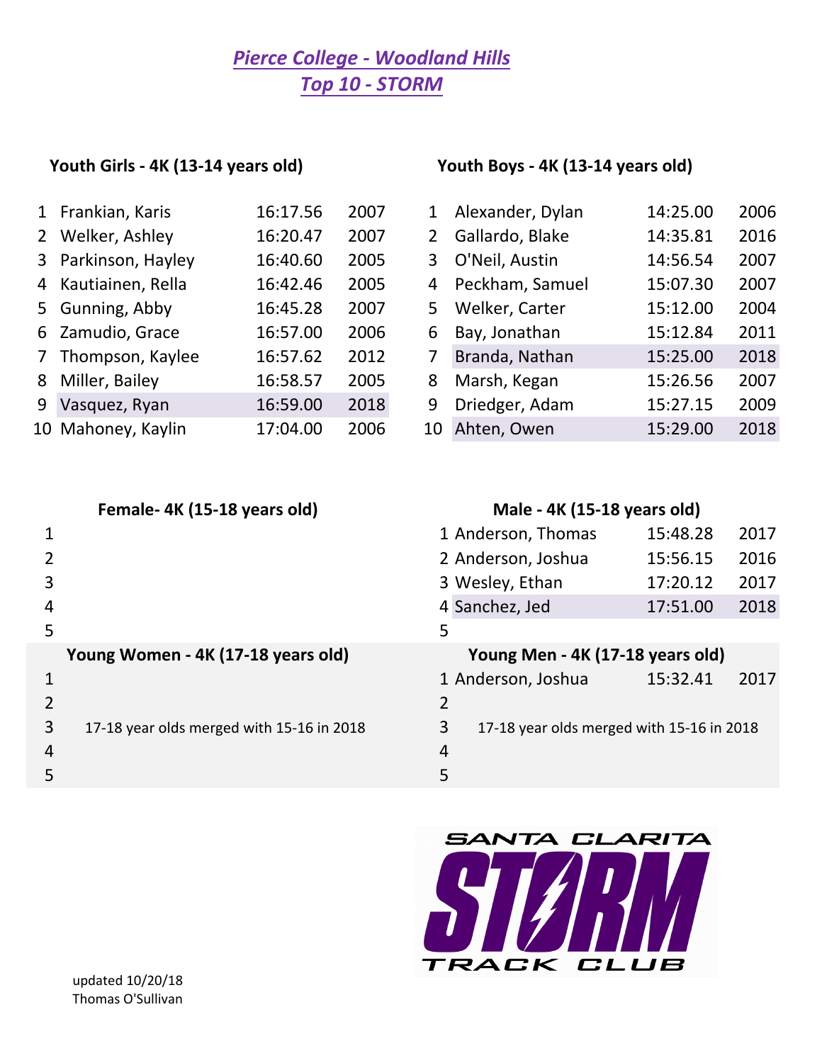# *Pierce College - Woodland Hills*
## *Top 10 - STORM*

### Youth Girls - 4K (13-14 years old)

| | | | |
|---|---|---|---|
| 1 | Frankian, Karis | 16:17.56 | 2007 |
| 2 | Welker, Ashley | 16:20.47 | 2007 |
| 3 | Parkinson, Hayley | 16:40.60 | 2005 |
| 4 | Kautiainen, Rella | 16:42.46 | 2005 |
| 5 | Gunning, Abby | 16:45.28 | 2007 |
| 6 | Zamudio, Grace | 16:57.00 | 2006 |
| 7 | Thompson, Kaylee | 16:57.62 | 2012 |
| 8 | Miller, Bailey | 16:58.57 | 2005 |
| 9 | Vasquez, Ryan | 16:59.00 | 2018 |
| 10 | Mahoney, Kaylin | 17:04.00 | 2006 |

### Youth Boys - 4K (13-14 years old)

| | | | |
|---|---|---|---|
| 1 | Alexander, Dylan | 14:25.00 | 2006 |
| 2 | Gallardo, Blake | 14:35.81 | 2016 |
| 3 | O'Neil, Austin | 14:56.54 | 2007 |
| 4 | Peckham, Samuel | 15:07.30 | 2007 |
| 5 | Welker, Carter | 15:12.00 | 2004 |
| 6 | Bay, Jonathan | 15:12.84 | 2011 |
| 7 | Branda, Nathan | 15:25.00 | 2018 |
| 8 | Marsh, Kegan | 15:26.56 | 2007 |
| 9 | Driedger, Adam | 15:27.15 | 2009 |
| 10 | Ahten, Owen | 15:29.00 | 2018 |

### Female- 4K (15-18 years old)

| | | | |
|---|---|---|---|
| 1 | | | |
| 2 | | | |
| 3 | | | |
| 4 | | | |
| 5 | | | |

### Male - 4K (15-18 years old)

| | | | |
|---|---|---|---|
| 1 | Anderson, Thomas | 15:48.28 | 2017 |
| 2 | Anderson, Joshua | 15:56.15 | 2016 |
| 3 | Wesley, Ethan | 17:20.12 | 2017 |
| 4 | Sanchez, Jed | 17:51.00 | 2018 |
| 5 | | | |

### Young Women - 4K (17-18 years old)

| | | | |
|---|---|---|---|
| 1 | | | |
| 2 | | | |
| 3 | 17-18 year olds merged with 15-16 in 2018 | | |
| 4 | | | |
| 5 | | | |

### Young Men - 4K (17-18 years old)

| | | | |
|---|---|---|---|
| 1 | Anderson, Joshua | 15:32.41 | 2017 |
| 2 | | | |
| 3 | 17-18 year olds merged with 15-16 in 2018 | | |
| 4 | | | |
| 5 | | | |

SANTA CLARITA STORM TRACK CLUB

updated 10/20/18
Thomas O'Sullivan